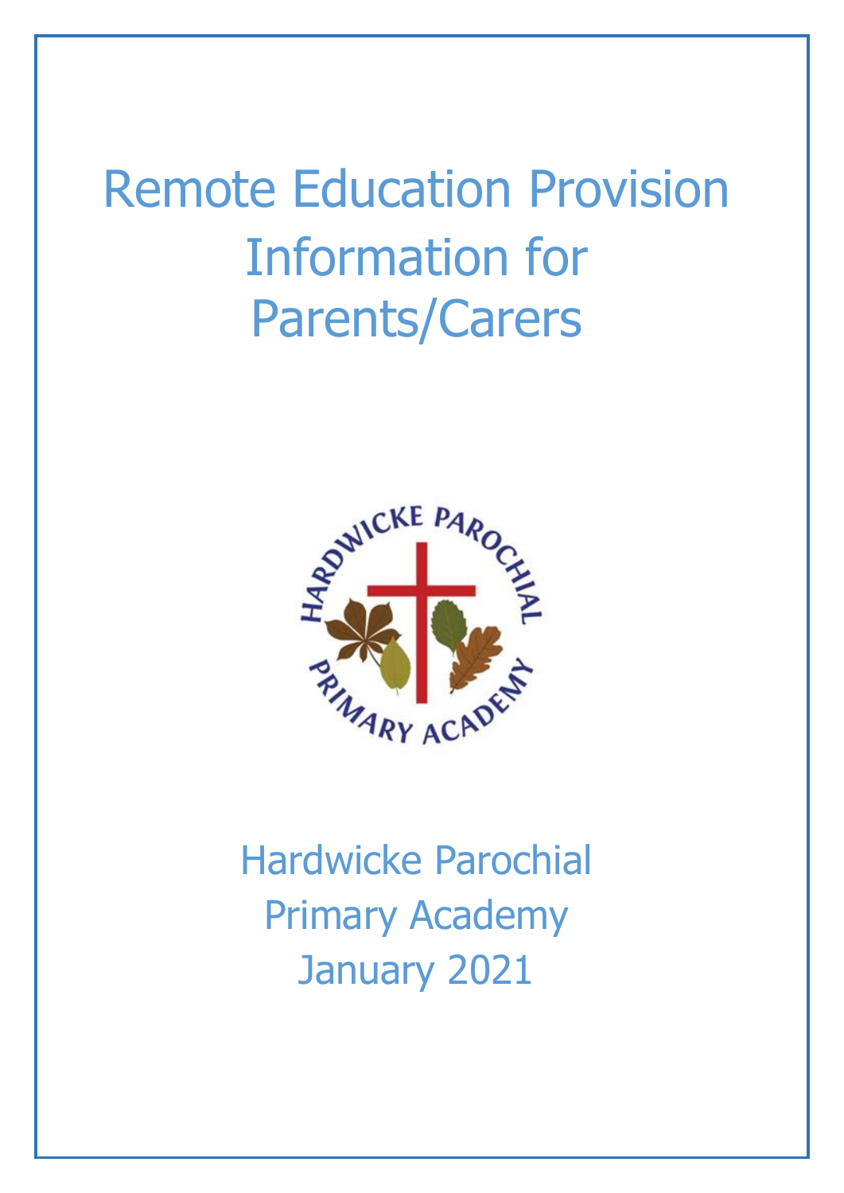# Remote Education Provision Information for Parents/Carers

Hardwicke Parochial Primary Academy
January 2021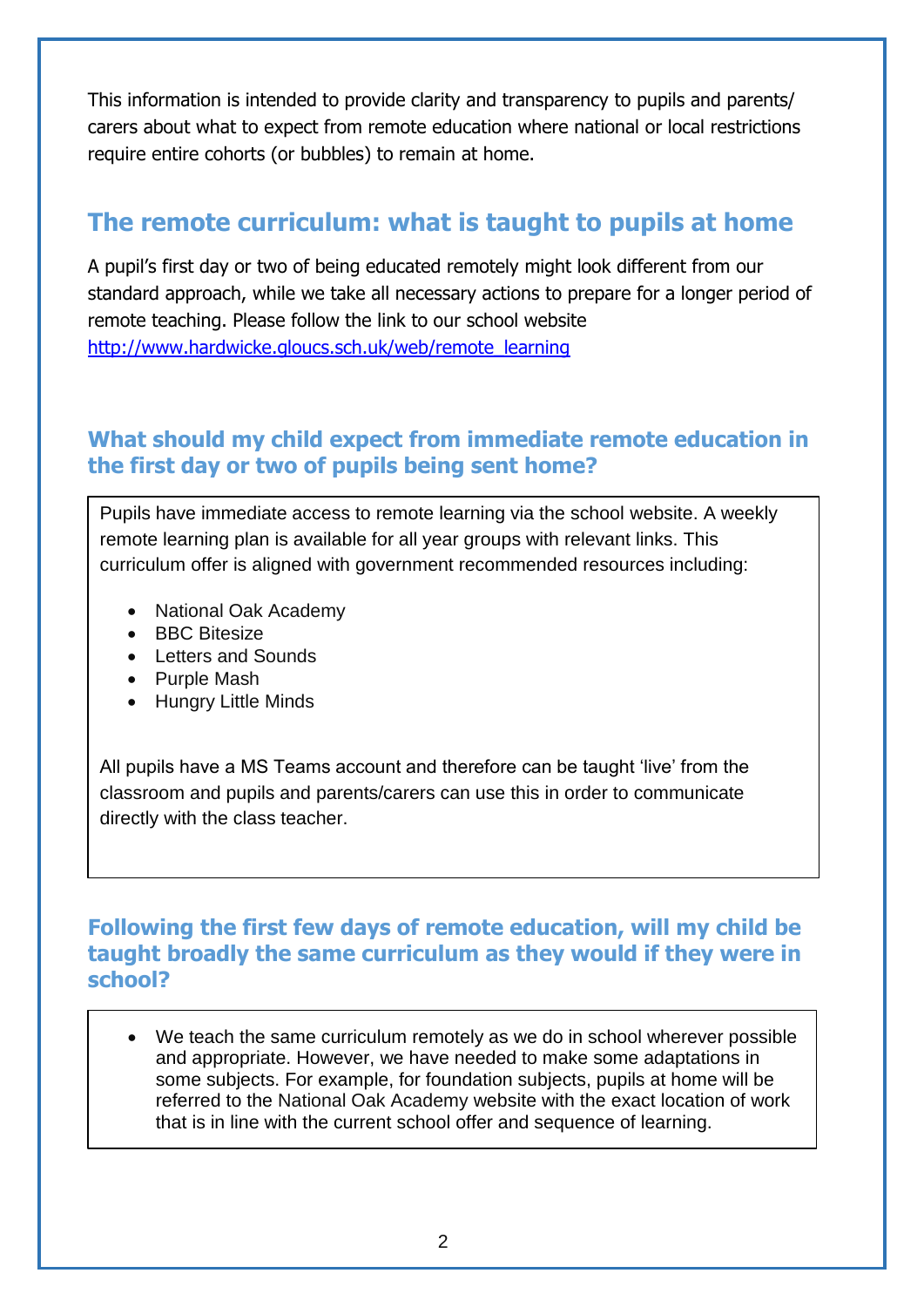This information is intended to provide clarity and transparency to pupils and parents/ carers about what to expect from remote education where national or local restrictions require entire cohorts (or bubbles) to remain at home.

## The remote curriculum: what is taught to pupils at home

A pupil's first day or two of being educated remotely might look different from our standard approach, while we take all necessary actions to prepare for a longer period of remote teaching. Please follow the link to our school website http://www.hardwicke.gloucs.sch.uk/web/remote_learning

### What should my child expect from immediate remote education in the first day or two of pupils being sent home?

Pupils have immediate access to remote learning via the school website. A weekly remote learning plan is available for all year groups with relevant links. This curriculum offer is aligned with government recommended resources including:

- National Oak Academy
- BBC Bitesize
- Letters and Sounds
- Purple Mash
- Hungry Little Minds

All pupils have a MS Teams account and therefore can be taught 'live' from the classroom and pupils and parents/carers can use this in order to communicate directly with the class teacher.

### Following the first few days of remote education, will my child be taught broadly the same curriculum as they would if they were in school?

- We teach the same curriculum remotely as we do in school wherever possible and appropriate. However, we have needed to make some adaptations in some subjects. For example, for foundation subjects, pupils at home will be referred to the National Oak Academy website with the exact location of work that is in line with the current school offer and sequence of learning.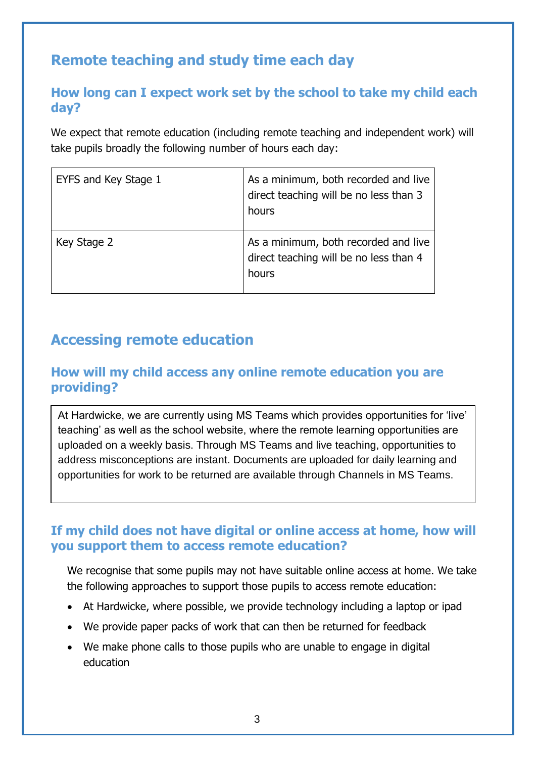## Remote teaching and study time each day

### How long can I expect work set by the school to take my child each day?

We expect that remote education (including remote teaching and independent work) will take pupils broadly the following number of hours each day:

| EYFS and Key Stage 1 | As a minimum, both recorded and live direct teaching will be no less than 3 hours |
|---|---|
| Key Stage 2 | As a minimum, both recorded and live direct teaching will be no less than 4 hours |

## Accessing remote education

### How will my child access any online remote education you are providing?

At Hardwicke, we are currently using MS Teams which provides opportunities for 'live' teaching' as well as the school website, where the remote learning opportunities are uploaded on a weekly basis. Through MS Teams and live teaching, opportunities to address misconceptions are instant. Documents are uploaded for daily learning and opportunities for work to be returned are available through Channels in MS Teams.

### If my child does not have digital or online access at home, how will you support them to access remote education?

We recognise that some pupils may not have suitable online access at home. We take the following approaches to support those pupils to access remote education:

- At Hardwicke, where possible, we provide technology including a laptop or ipad
- We provide paper packs of work that can then be returned for feedback
- We make phone calls to those pupils who are unable to engage in digital education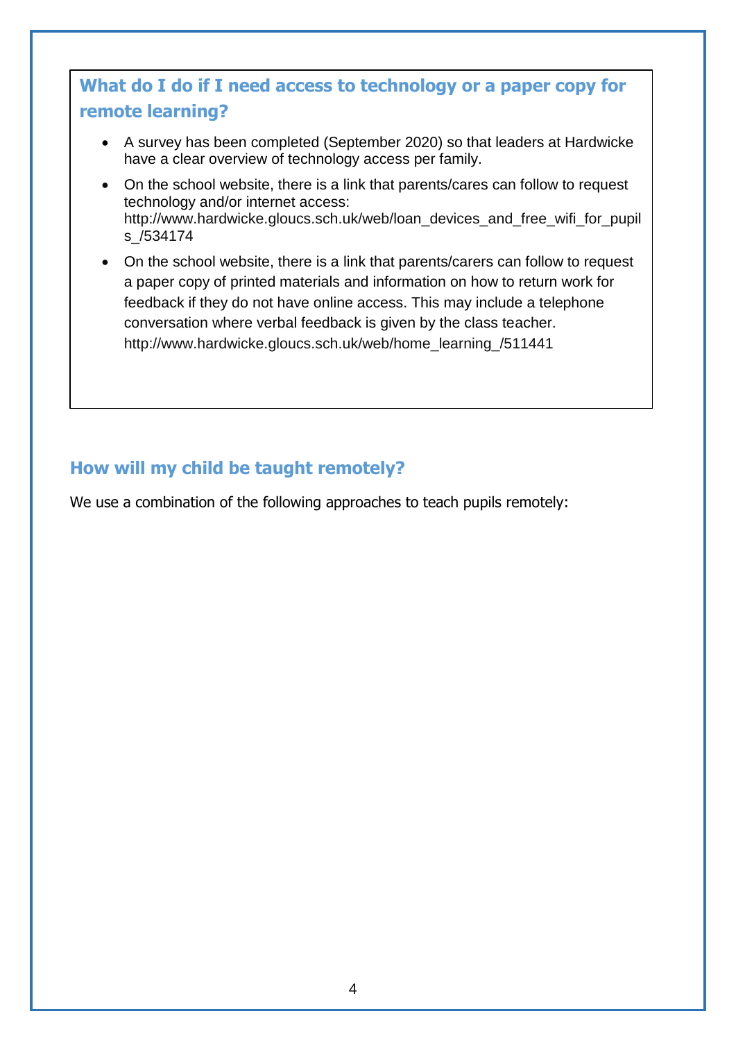## What do I do if I need access to technology or a paper copy for remote learning?

- A survey has been completed (September 2020) so that leaders at Hardwicke have a clear overview of technology access per family.
- On the school website, there is a link that parents/cares can follow to request technology and/or internet access: http://www.hardwicke.gloucs.sch.uk/web/loan_devices_and_free_wifi_for_pupils_/534174
- On the school website, there is a link that parents/carers can follow to request a paper copy of printed materials and information on how to return work for feedback if they do not have online access. This may include a telephone conversation where verbal feedback is given by the class teacher. http://www.hardwicke.gloucs.sch.uk/web/home_learning_/511441

## How will my child be taught remotely?

We use a combination of the following approaches to teach pupils remotely: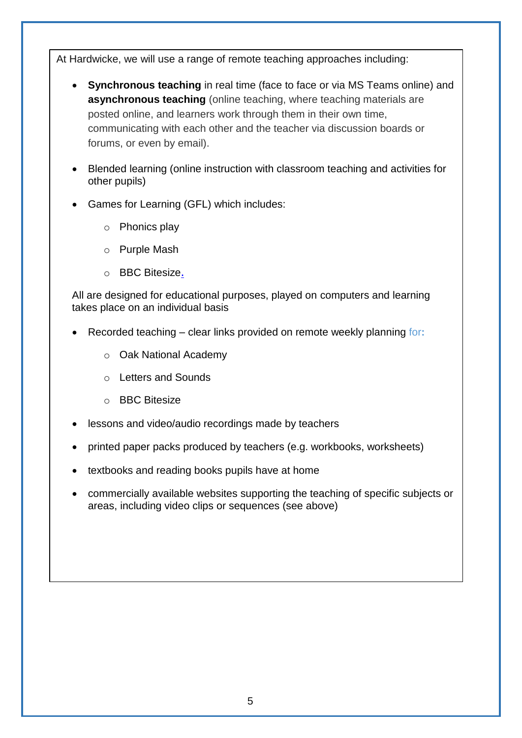At Hardwicke, we will use a range of remote teaching approaches including:

- **Synchronous teaching** in real time (face to face or via MS Teams online) and **asynchronous teaching** (online teaching, where teaching materials are posted online, and learners work through them in their own time, communicating with each other and the teacher via discussion boards or forums, or even by email).

- Blended learning (online instruction with classroom teaching and activities for other pupils)

- Games for Learning (GFL) which includes:
  - Phonics play
  - Purple Mash
  - BBC Bitesize.

  All are designed for educational purposes, played on computers and learning takes place on an individual basis

- Recorded teaching – clear links provided on remote weekly planning for:
  - Oak National Academy
  - Letters and Sounds
  - BBC Bitesize

- lessons and video/audio recordings made by teachers

- printed paper packs produced by teachers (e.g. workbooks, worksheets)

- textbooks and reading books pupils have at home

- commercially available websites supporting the teaching of specific subjects or areas, including video clips or sequences (see above)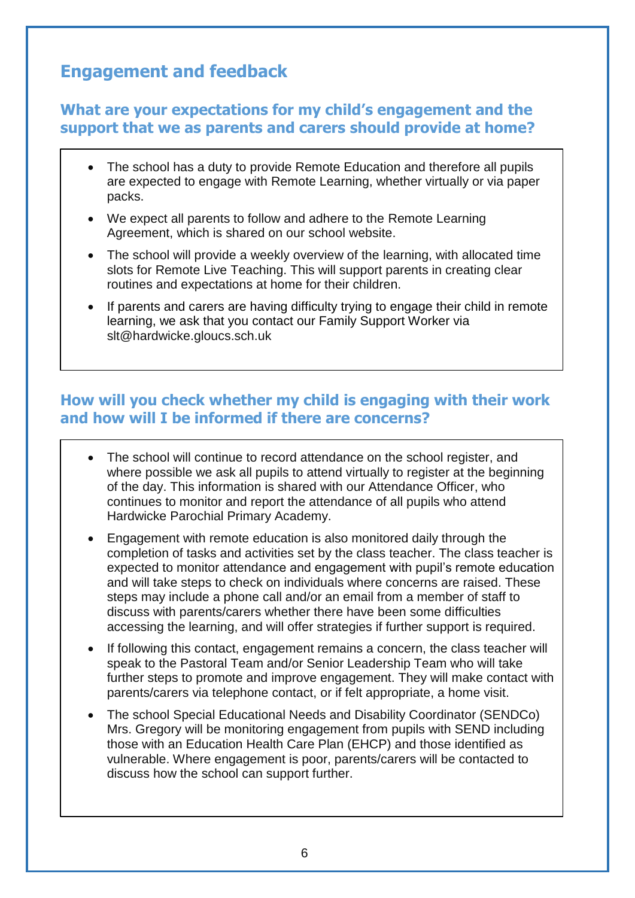## Engagement and feedback

### What are your expectations for my child's engagement and the support that we as parents and carers should provide at home?

- The school has a duty to provide Remote Education and therefore all pupils are expected to engage with Remote Learning, whether virtually or via paper packs.
- We expect all parents to follow and adhere to the Remote Learning Agreement, which is shared on our school website.
- The school will provide a weekly overview of the learning, with allocated time slots for Remote Live Teaching. This will support parents in creating clear routines and expectations at home for their children.
- If parents and carers are having difficulty trying to engage their child in remote learning, we ask that you contact our Family Support Worker via slt@hardwicke.gloucs.sch.uk

### How will you check whether my child is engaging with their work and how will I be informed if there are concerns?

- The school will continue to record attendance on the school register, and where possible we ask all pupils to attend virtually to register at the beginning of the day. This information is shared with our Attendance Officer, who continues to monitor and report the attendance of all pupils who attend Hardwicke Parochial Primary Academy.
- Engagement with remote education is also monitored daily through the completion of tasks and activities set by the class teacher. The class teacher is expected to monitor attendance and engagement with pupil's remote education and will take steps to check on individuals where concerns are raised. These steps may include a phone call and/or an email from a member of staff to discuss with parents/carers whether there have been some difficulties accessing the learning, and will offer strategies if further support is required.
- If following this contact, engagement remains a concern, the class teacher will speak to the Pastoral Team and/or Senior Leadership Team who will take further steps to promote and improve engagement. They will make contact with parents/carers via telephone contact, or if felt appropriate, a home visit.
- The school Special Educational Needs and Disability Coordinator (SENDCo) Mrs. Gregory will be monitoring engagement from pupils with SEND including those with an Education Health Care Plan (EHCP) and those identified as vulnerable. Where engagement is poor, parents/carers will be contacted to discuss how the school can support further.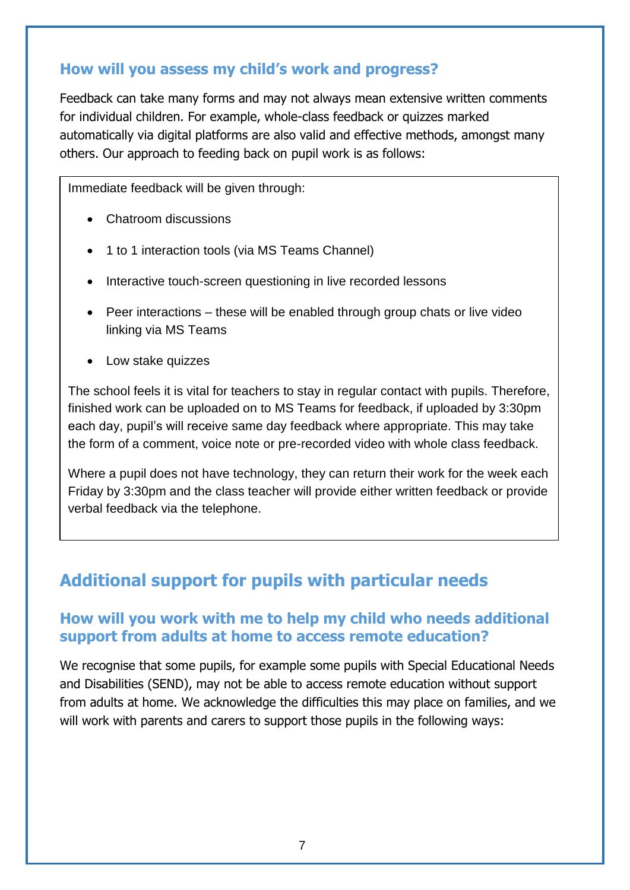### How will you assess my child's work and progress?

Feedback can take many forms and may not always mean extensive written comments for individual children. For example, whole-class feedback or quizzes marked automatically via digital platforms are also valid and effective methods, amongst many others. Our approach to feeding back on pupil work is as follows:

Immediate feedback will be given through:

- Chatroom discussions
- 1 to 1 interaction tools (via MS Teams Channel)
- Interactive touch-screen questioning in live recorded lessons
- Peer interactions – these will be enabled through group chats or live video linking via MS Teams
- Low stake quizzes

The school feels it is vital for teachers to stay in regular contact with pupils. Therefore, finished work can be uploaded on to MS Teams for feedback, if uploaded by 3:30pm each day, pupil's will receive same day feedback where appropriate. This may take the form of a comment, voice note or pre-recorded video with whole class feedback.

Where a pupil does not have technology, they can return their work for the week each Friday by 3:30pm and the class teacher will provide either written feedback or provide verbal feedback via the telephone.

## Additional support for pupils with particular needs

### How will you work with me to help my child who needs additional support from adults at home to access remote education?

We recognise that some pupils, for example some pupils with Special Educational Needs and Disabilities (SEND), may not be able to access remote education without support from adults at home. We acknowledge the difficulties this may place on families, and we will work with parents and carers to support those pupils in the following ways: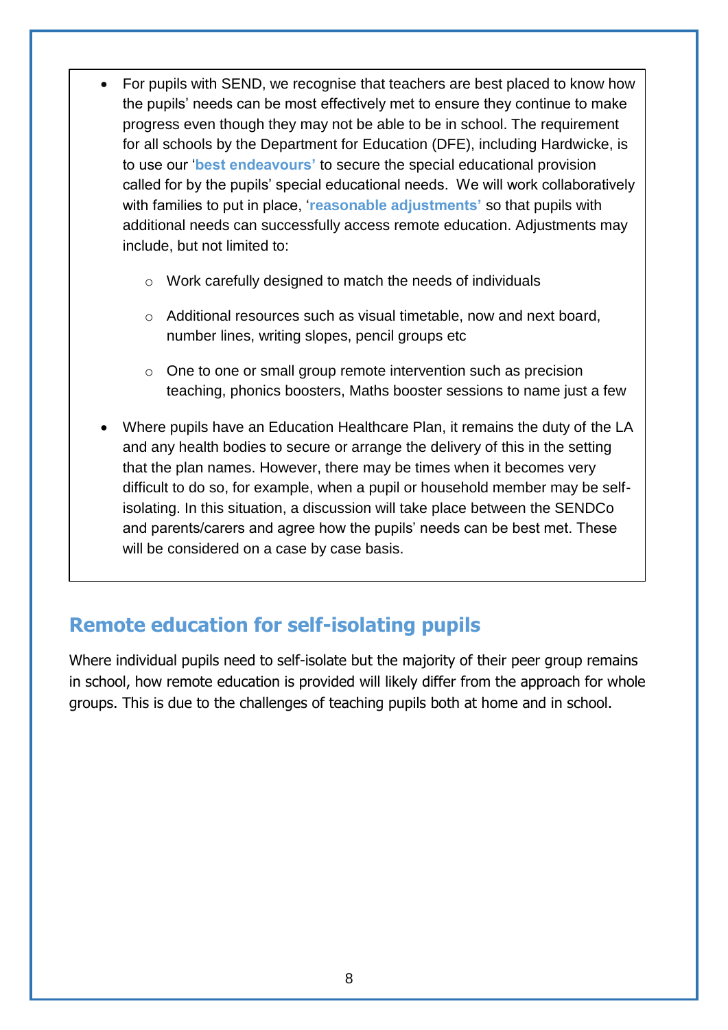- For pupils with SEND, we recognise that teachers are best placed to know how the pupils' needs can be most effectively met to ensure they continue to make progress even though they may not be able to be in school. The requirement for all schools by the Department for Education (DFE), including Hardwicke, is to use our '**best endeavours'** to secure the special educational provision called for by the pupils' special educational needs. We will work collaboratively with families to put in place, '**reasonable adjustments'** so that pupils with additional needs can successfully access remote education. Adjustments may include, but not limited to:
  - Work carefully designed to match the needs of individuals
  - Additional resources such as visual timetable, now and next board, number lines, writing slopes, pencil groups etc
  - One to one or small group remote intervention such as precision teaching, phonics boosters, Maths booster sessions to name just a few
- Where pupils have an Education Healthcare Plan, it remains the duty of the LA and any health bodies to secure or arrange the delivery of this in the setting that the plan names. However, there may be times when it becomes very difficult to do so, for example, when a pupil or household member may be self-isolating. In this situation, a discussion will take place between the SENDCo and parents/carers and agree how the pupils' needs can be best met. These will be considered on a case by case basis.

## Remote education for self-isolating pupils

Where individual pupils need to self-isolate but the majority of their peer group remains in school, how remote education is provided will likely differ from the approach for whole groups. This is due to the challenges of teaching pupils both at home and in school.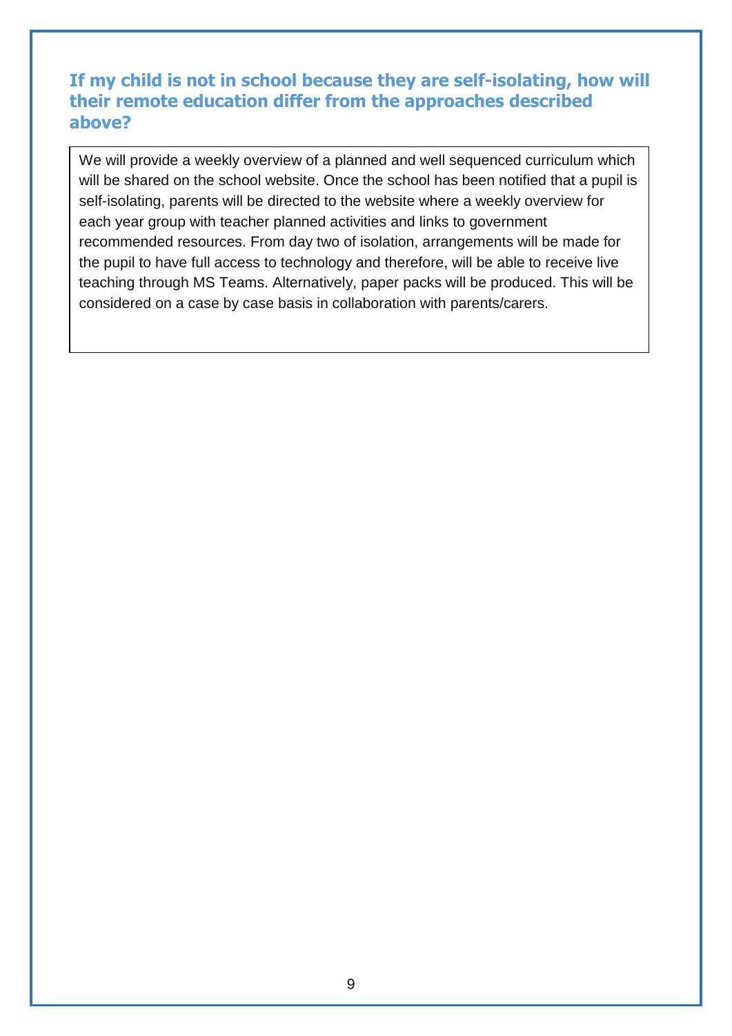### If my child is not in school because they are self-isolating, how will their remote education differ from the approaches described above?

We will provide a weekly overview of a planned and well sequenced curriculum which will be shared on the school website. Once the school has been notified that a pupil is self-isolating, parents will be directed to the website where a weekly overview for each year group with teacher planned activities and links to government recommended resources. From day two of isolation, arrangements will be made for the pupil to have full access to technology and therefore, will be able to receive live teaching through MS Teams. Alternatively, paper packs will be produced. This will be considered on a case by case basis in collaboration with parents/carers.